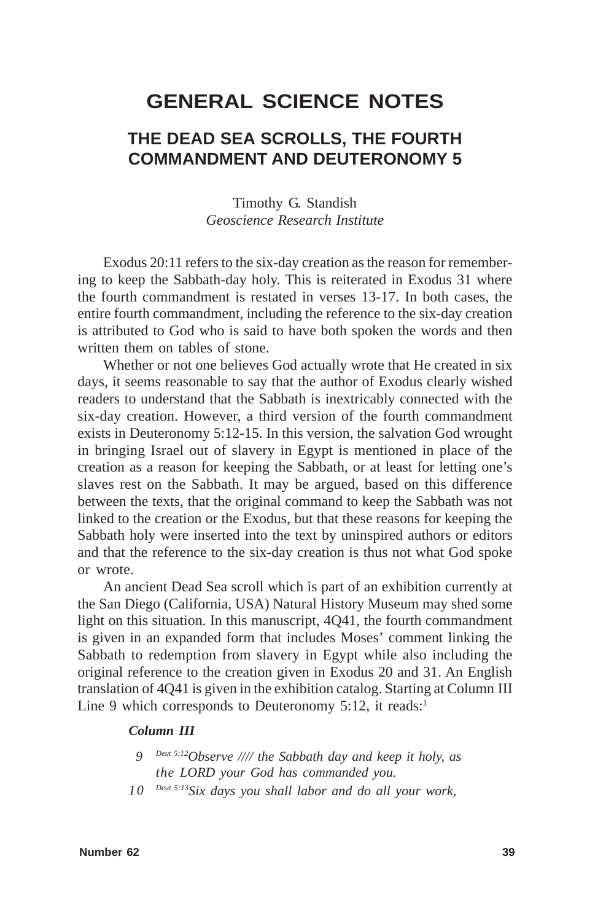# GENERAL SCIENCE NOTES

## THE DEAD SEA SCROLLS, THE FOURTH COMMANDMENT AND DEUTERONOMY 5

Timothy G. Standish
*Geoscience Research Institute*

Exodus 20:11 refers to the six-day creation as the reason for remembering to keep the Sabbath-day holy. This is reiterated in Exodus 31 where the fourth commandment is restated in verses 13-17. In both cases, the entire fourth commandment, including the reference to the six-day creation is attributed to God who is said to have both spoken the words and then written them on tables of stone.

Whether or not one believes God actually wrote that He created in six days, it seems reasonable to say that the author of Exodus clearly wished readers to understand that the Sabbath is inextricably connected with the six-day creation. However, a third version of the fourth commandment exists in Deuteronomy 5:12-15. In this version, the salvation God wrought in bringing Israel out of slavery in Egypt is mentioned in place of the creation as a reason for keeping the Sabbath, or at least for letting one's slaves rest on the Sabbath. It may be argued, based on this difference between the texts, that the original command to keep the Sabbath was not linked to the creation or the Exodus, but that these reasons for keeping the Sabbath holy were inserted into the text by uninspired authors or editors and that the reference to the six-day creation is thus not what God spoke or wrote.

An ancient Dead Sea scroll which is part of an exhibition currently at the San Diego (California, USA) Natural History Museum may shed some light on this situation. In this manuscript, 4Q41, the fourth commandment is given in an expanded form that includes Moses' comment linking the Sabbath to redemption from slavery in Egypt while also including the original reference to the creation given in Exodus 20 and 31. An English translation of 4Q41 is given in the exhibition catalog. Starting at Column III Line 9 which corresponds to Deuteronomy 5:12, it reads:[1]

***Column III***

9 *[Deut 5:12]Observe //// the Sabbath day and keep it holy, as the LORD your God has commanded you.*

10 *[Deut 5:13]Six days you shall labor and do all your work,*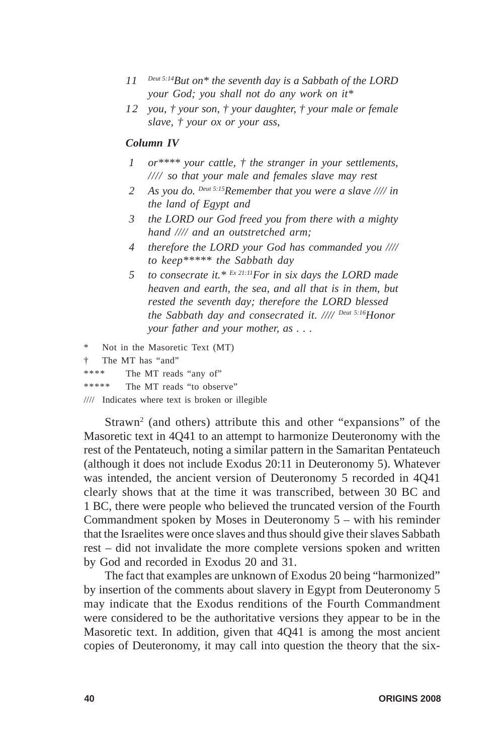11 *[Deut 5:14]But on\* the seventh day is a Sabbath of the LORD your God; you shall not do any work on it\**

12 *you, † your son, † your daughter, † your male or female slave, † your ox or your ass,*

### *Column IV*

1 *or\*\*\*\* your cattle, † the stranger in your settlements, //// so that your male and females slave may rest*

2 *As you do. [Deut 5:15]Remember that you were a slave //// in the land of Egypt and*

3 *the LORD our God freed you from there with a mighty hand //// and an outstretched arm;*

4 *therefore the LORD your God has commanded you //// to keep\*\*\*\*\* the Sabbath day*

5 *to consecrate it.\* [Ex 21:11]For in six days the LORD made heaven and earth, the sea, and all that is in them, but rested the seventh day; therefore the LORD blessed the Sabbath day and consecrated it. //// [Deut 5:16]Honor your father and your mother, as . . .*

\* Not in the Masoretic Text (MT)
† The MT has "and"
\*\*\*\* The MT reads "any of"
\*\*\*\*\* The MT reads "to observe"
//// Indicates where text is broken or illegible

Strawn[2] (and others) attribute this and other "expansions" of the Masoretic text in 4Q41 to an attempt to harmonize Deuteronomy with the rest of the Pentateuch, noting a similar pattern in the Samaritan Pentateuch (although it does not include Exodus 20:11 in Deuteronomy 5). Whatever was intended, the ancient version of Deuteronomy 5 recorded in 4Q41 clearly shows that at the time it was transcribed, between 30 BC and 1 BC, there were people who believed the truncated version of the Fourth Commandment spoken by Moses in Deuteronomy 5 – with his reminder that the Israelites were once slaves and thus should give their slaves Sabbath rest – did not invalidate the more complete versions spoken and written by God and recorded in Exodus 20 and 31.

The fact that examples are unknown of Exodus 20 being "harmonized" by insertion of the comments about slavery in Egypt from Deuteronomy 5 may indicate that the Exodus renditions of the Fourth Commandment were considered to be the authoritative versions they appear to be in the Masoretic text. In addition, given that 4Q41 is among the most ancient copies of Deuteronomy, it may call into question the theory that the six-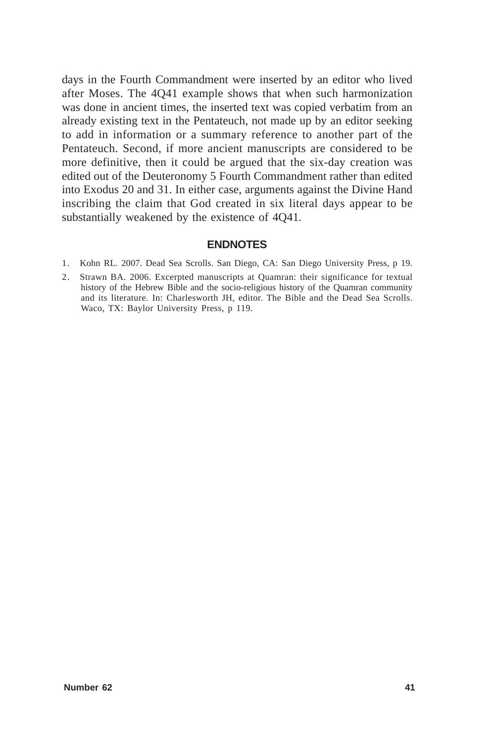days in the Fourth Commandment were inserted by an editor who lived after Moses. The 4Q41 example shows that when such harmonization was done in ancient times, the inserted text was copied verbatim from an already existing text in the Pentateuch, not made up by an editor seeking to add in information or a summary reference to another part of the Pentateuch. Second, if more ancient manuscripts are considered to be more definitive, then it could be argued that the six-day creation was edited out of the Deuteronomy 5 Fourth Commandment rather than edited into Exodus 20 and 31. In either case, arguments against the Divine Hand inscribing the claim that God created in six literal days appear to be substantially weakened by the existence of 4Q41.

## ENDNOTES

1. Kohn RL. 2007. Dead Sea Scrolls. San Diego, CA: San Diego University Press, p 19.
2. Strawn BA. 2006. Excerpted manuscripts at Quamran: their significance for textual history of the Hebrew Bible and the socio-religious history of the Quamran community and its literature. In: Charlesworth JH, editor. The Bible and the Dead Sea Scrolls. Waco, TX: Baylor University Press, p 119.